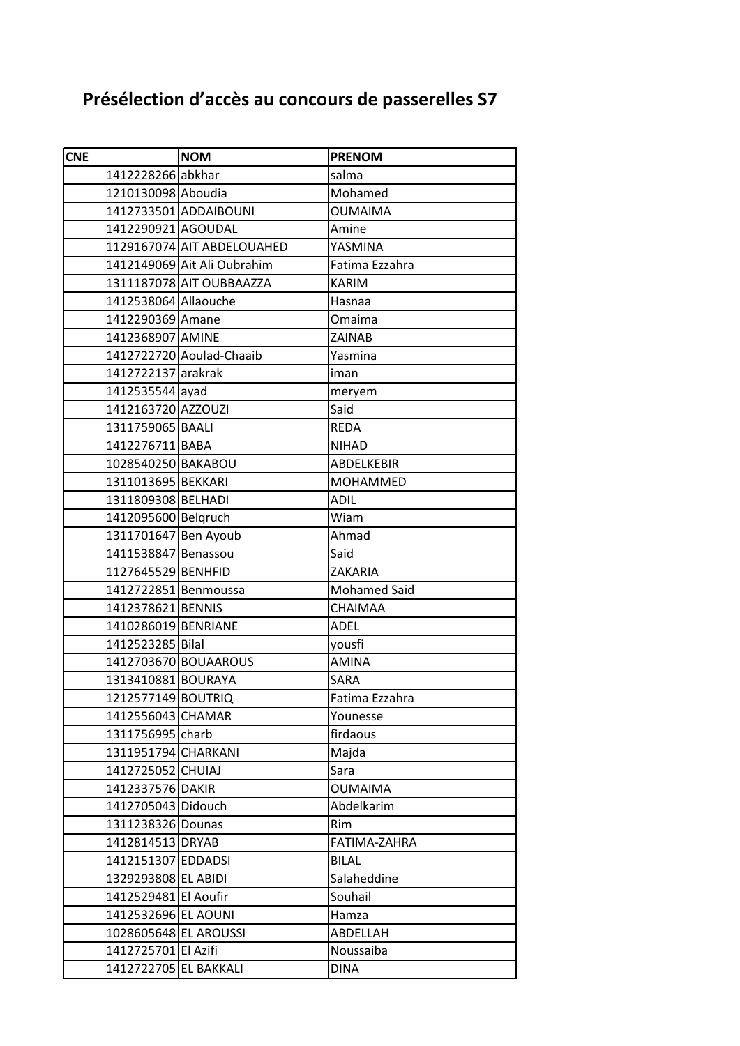# Présélection d'accès au concours de passerelles S7

| CNE | NOM | PRENOM |
|---|---|---|
| 1412228266 | abkhar | salma |
| 1210130098 | Aboudia | Mohamed |
| 1412733501 | ADDAIBOUNI | OUMAIMA |
| 1412290921 | AGOUDAL | Amine |
| 1129167074 | AIT ABDELOUAHED | YASMINA |
| 1412149069 | Ait Ali Oubrahim | Fatima Ezzahra |
| 1311187078 | AIT OUBBAAZZA | KARIM |
| 1412538064 | Allaouche | Hasnaa |
| 1412290369 | Amane | Omaima |
| 1412368907 | AMINE | ZAINAB |
| 1412722720 | Aoulad-Chaaib | Yasmina |
| 1412722137 | arakrak | iman |
| 1412535544 | ayad | meryem |
| 1412163720 | AZZOUZI | Said |
| 1311759065 | BAALI | REDA |
| 1412276711 | BABA | NIHAD |
| 1028540250 | BAKABOU | ABDELKEBIR |
| 1311013695 | BEKKARI | MOHAMMED |
| 1311809308 | BELHADI | ADIL |
| 1412095600 | Belqruch | Wiam |
| 1311701647 | Ben Ayoub | Ahmad |
| 1411538847 | Benassou | Said |
| 1127645529 | BENHFID | ZAKARIA |
| 1412722851 | Benmoussa | Mohamed Said |
| 1412378621 | BENNIS | CHAIMAA |
| 1410286019 | BENRIANE | ADEL |
| 1412523285 | Bilal | yousfi |
| 1412703670 | BOUAAROUS | AMINA |
| 1313410881 | BOURAYA | SARA |
| 1212577149 | BOUTRIQ | Fatima Ezzahra |
| 1412556043 | CHAMAR | Younesse |
| 1311756995 | charb | firdaous |
| 1311951794 | CHARKANI | Majda |
| 1412725052 | CHUIAJ | Sara |
| 1412337576 | DAKIR | OUMAIMA |
| 1412705043 | Didouch | Abdelkarim |
| 1311238326 | Dounas | Rim |
| 1412814513 | DRYAB | FATIMA-ZAHRA |
| 1412151307 | EDDADSI | BILAL |
| 1329293808 | EL ABIDI | Salaheddine |
| 1412529481 | El Aoufir | Souhail |
| 1412532696 | EL AOUNI | Hamza |
| 1028605648 | EL AROUSSI | ABDELLAH |
| 1412725701 | El Azifi | Noussaiba |
| 1412722705 | EL BAKKALI | DINA |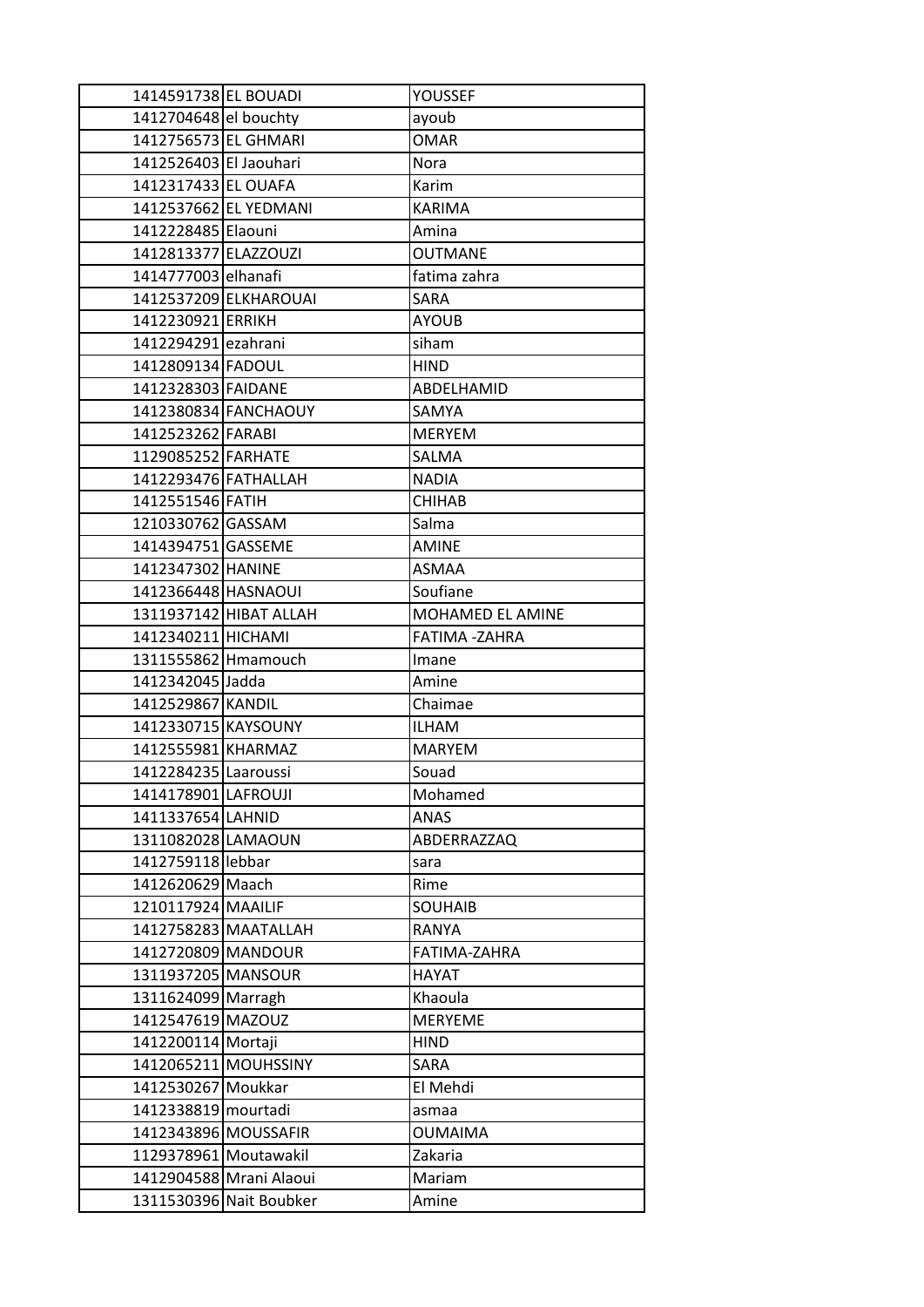| | | |
|---|---|---|
| 1414591738 | EL BOUADI | YOUSSEF |
| 1412704648 | el bouchty | ayoub |
| 1412756573 | EL GHMARI | OMAR |
| 1412526403 | El Jaouhari | Nora |
| 1412317433 | EL OUAFA | Karim |
| 1412537662 | EL YEDMANI | KARIMA |
| 1412228485 | Elaouni | Amina |
| 1412813377 | ELAZZOUZI | OUTMANE |
| 1414777003 | elhanafi | fatima zahra |
| 1412537209 | ELKHAROUAI | SARA |
| 1412230921 | ERRIKH | AYOUB |
| 1412294291 | ezahrani | siham |
| 1412809134 | FADOUL | HIND |
| 1412328303 | FAIDANE | ABDELHAMID |
| 1412380834 | FANCHAOUY | SAMYA |
| 1412523262 | FARABI | MERYEM |
| 1129085252 | FARHATE | SALMA |
| 1412293476 | FATHALLAH | NADIA |
| 1412551546 | FATIH | CHIHAB |
| 1210330762 | GASSAM | Salma |
| 1414394751 | GASSEME | AMINE |
| 1412347302 | HANINE | ASMAA |
| 1412366448 | HASNAOUI | Soufiane |
| 1311937142 | HIBAT ALLAH | MOHAMED EL AMINE |
| 1412340211 | HICHAMI | FATIMA -ZAHRA |
| 1311555862 | Hmamouch | Imane |
| 1412342045 | Jadda | Amine |
| 1412529867 | KANDIL | Chaimae |
| 1412330715 | KAYSOUNY | ILHAM |
| 1412555981 | KHARMAZ | MARYEM |
| 1412284235 | Laaroussi | Souad |
| 1414178901 | LAFROUJI | Mohamed |
| 1411337654 | LAHNID | ANAS |
| 1311082028 | LAMAOUN | ABDERRAZZAQ |
| 1412759118 | lebbar | sara |
| 1412620629 | Maach | Rime |
| 1210117924 | MAAILIF | SOUHAIB |
| 1412758283 | MAATALLAH | RANYA |
| 1412720809 | MANDOUR | FATIMA-ZAHRA |
| 1311937205 | MANSOUR | HAYAT |
| 1311624099 | Marragh | Khaoula |
| 1412547619 | MAZOUZ | MERYEME |
| 1412200114 | Mortaji | HIND |
| 1412065211 | MOUHSSINY | SARA |
| 1412530267 | Moukkar | El Mehdi |
| 1412338819 | mourtadi | asmaa |
| 1412343896 | MOUSSAFIR | OUMAIMA |
| 1129378961 | Moutawakil | Zakaria |
| 1412904588 | Mrani Alaoui | Mariam |
| 1311530396 | Nait Boubker | Amine |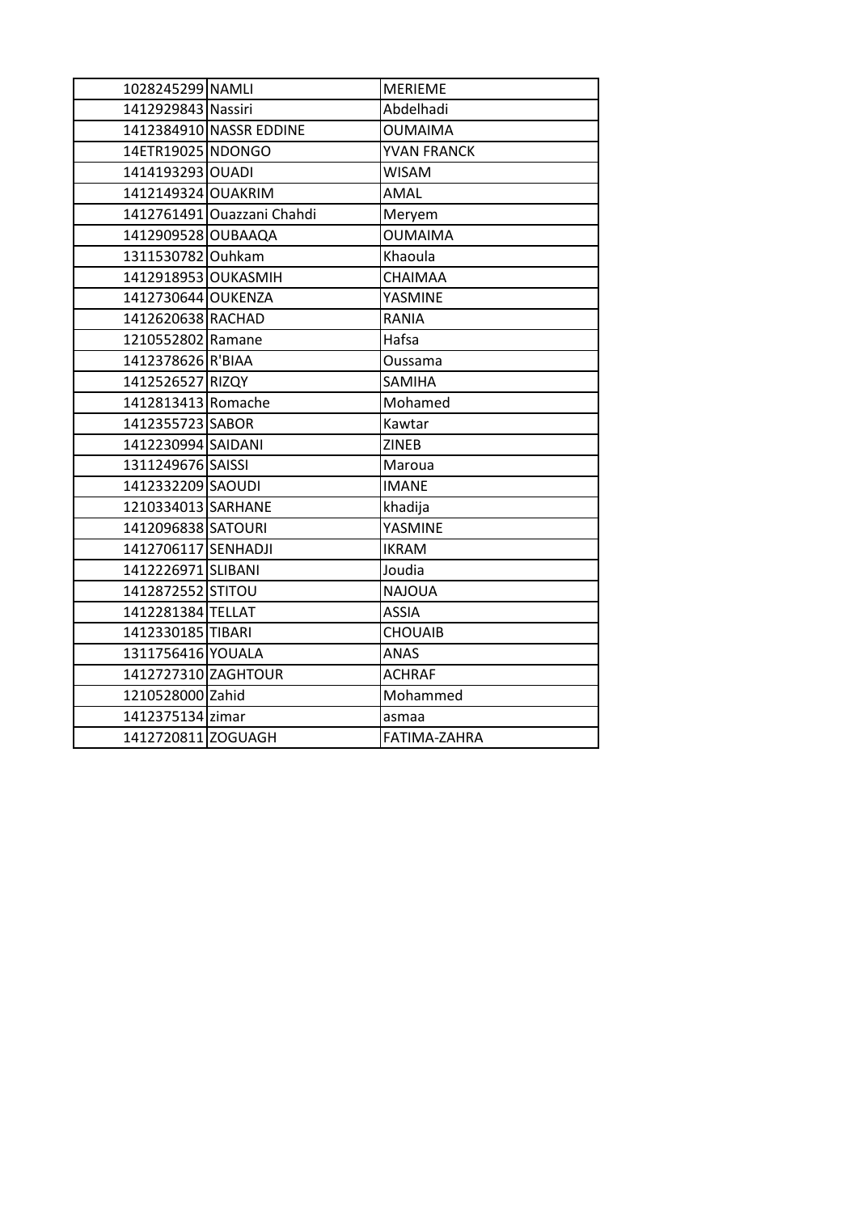| | | |
|---|---|---|
| 1028245299 | NAMLI | MERIEME |
| 1412929843 | Nassiri | Abdelhadi |
| 1412384910 | NASSR EDDINE | OUMAIMA |
| 14ETR19025 | NDONGO | YVAN FRANCK |
| 1414193293 | OUADI | WISAM |
| 1412149324 | OUAKRIM | AMAL |
| 1412761491 | Ouazzani Chahdi | Meryem |
| 1412909528 | OUBAAQA | OUMAIMA |
| 1311530782 | Ouhkam | Khaoula |
| 1412918953 | OUKASMIH | CHAIMAA |
| 1412730644 | OUKENZA | YASMINE |
| 1412620638 | RACHAD | RANIA |
| 1210552802 | Ramane | Hafsa |
| 1412378626 | R'BIAA | Oussama |
| 1412526527 | RIZQY | SAMIHA |
| 1412813413 | Romache | Mohamed |
| 1412355723 | SABOR | Kawtar |
| 1412230994 | SAIDANI | ZINEB |
| 1311249676 | SAISSI | Maroua |
| 1412332209 | SAOUDI | IMANE |
| 1210334013 | SARHANE | khadija |
| 1412096838 | SATOURI | YASMINE |
| 1412706117 | SENHADJI | IKRAM |
| 1412226971 | SLIBANI | Joudia |
| 1412872552 | STITOU | NAJOUA |
| 1412281384 | TELLAT | ASSIA |
| 1412330185 | TIBARI | CHOUAIB |
| 1311756416 | YOUALA | ANAS |
| 1412727310 | ZAGHTOUR | ACHRAF |
| 1210528000 | Zahid | Mohammed |
| 1412375134 | zimar | asmaa |
| 1412720811 | ZOGUAGH | FATIMA-ZAHRA |